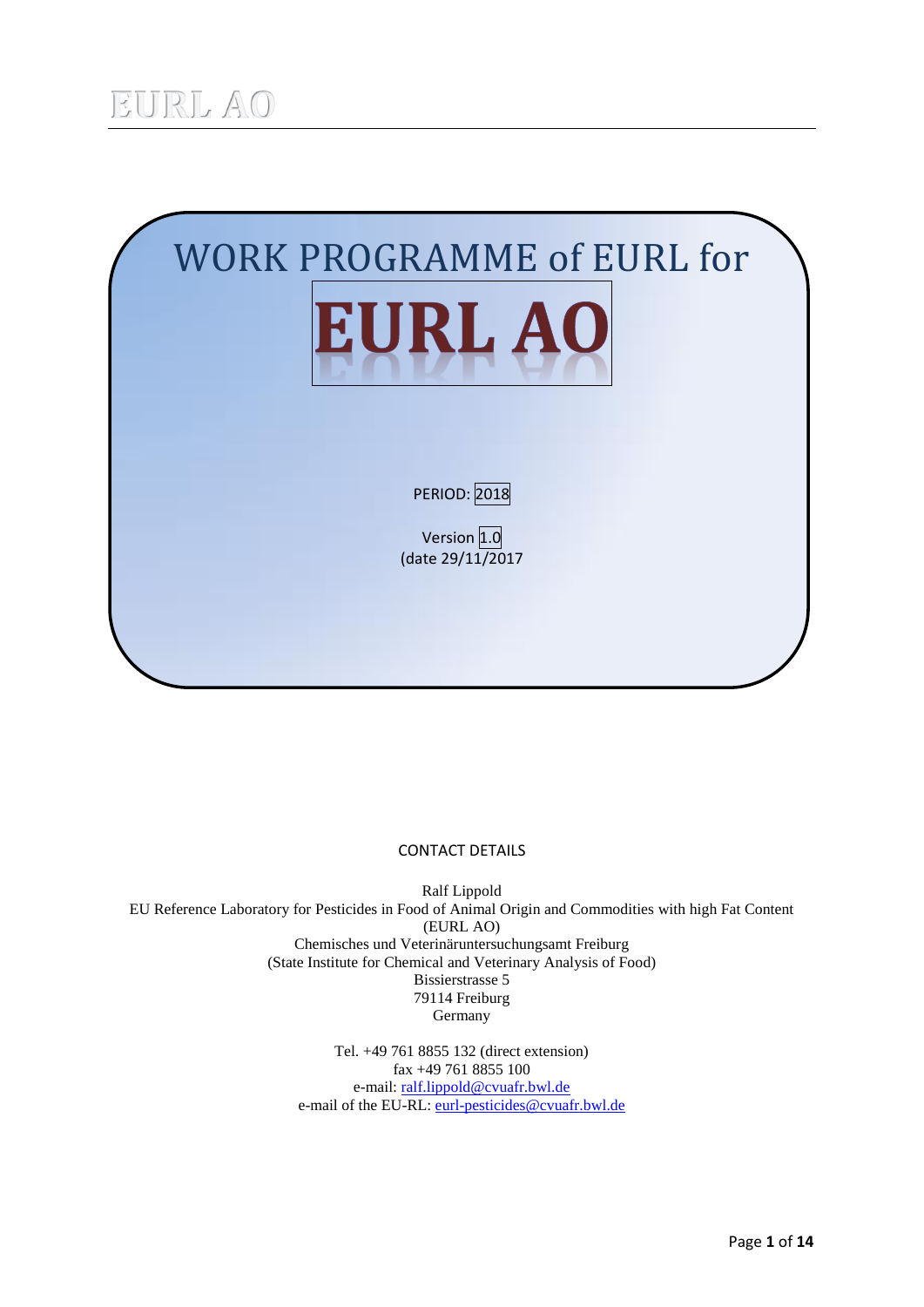EURL AO

# WORK PROGRAMME of EURL for

# EURL AO

PERIOD: 2018

Version 1.0
(date 29/11/2017

CONTACT DETAILS

Ralf Lippold
EU Reference Laboratory for Pesticides in Food of Animal Origin and Commodities with high Fat Content
(EURL AO)
Chemisches und Veterinäruntersuchungsamt Freiburg
(State Institute for Chemical and Veterinary Analysis of Food)
Bissierstrasse 5
79114 Freiburg
Germany

Tel. +49 761 8855 132 (direct extension)
fax +49 761 8855 100
e-mail: ralf.lippold@cvuafr.bwl.de
e-mail of the EU-RL: eurl-pesticides@cvuafr.bwl.de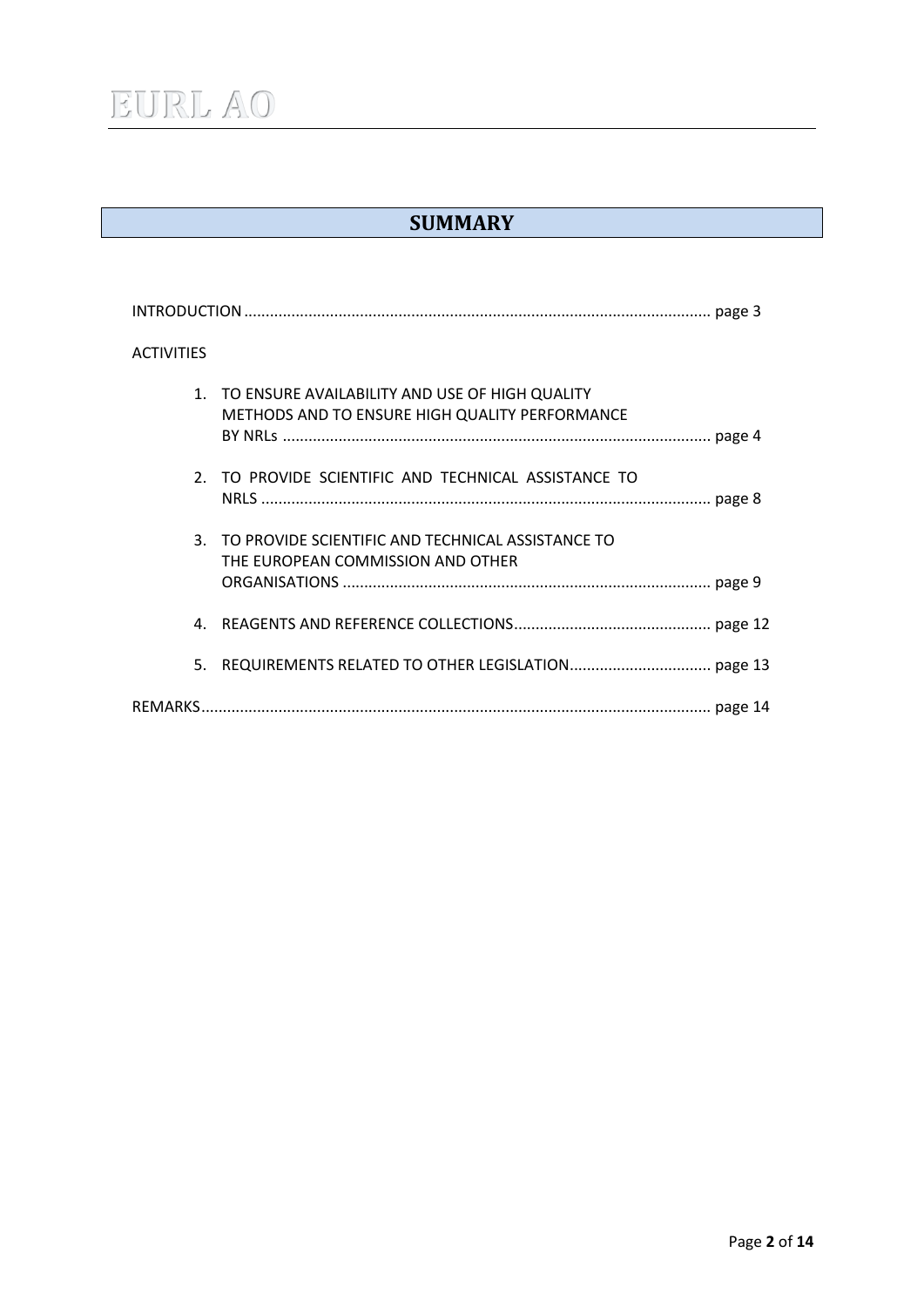# SUMMARY

INTRODUCTION .......................................................................................................... page 3

ACTIVITIES

1. TO ENSURE AVAILABILITY AND USE OF HIGH QUALITY METHODS AND TO ENSURE HIGH QUALITY PERFORMANCE BY NRLs ................................................................................................ page 4

2. TO PROVIDE SCIENTIFIC AND TECHNICAL ASSISTANCE TO NRLS ..................................................................................................... page 8

3. TO PROVIDE SCIENTIFIC AND TECHNICAL ASSISTANCE TO THE EUROPEAN COMMISSION AND OTHER ORGANISATIONS ................................................................................... page 9

4. REAGENTS AND REFERENCE COLLECTIONS............................................ page 12

5. REQUIREMENTS RELATED TO OTHER LEGISLATION................................ page 13

REMARKS.................................................................................................................... page 14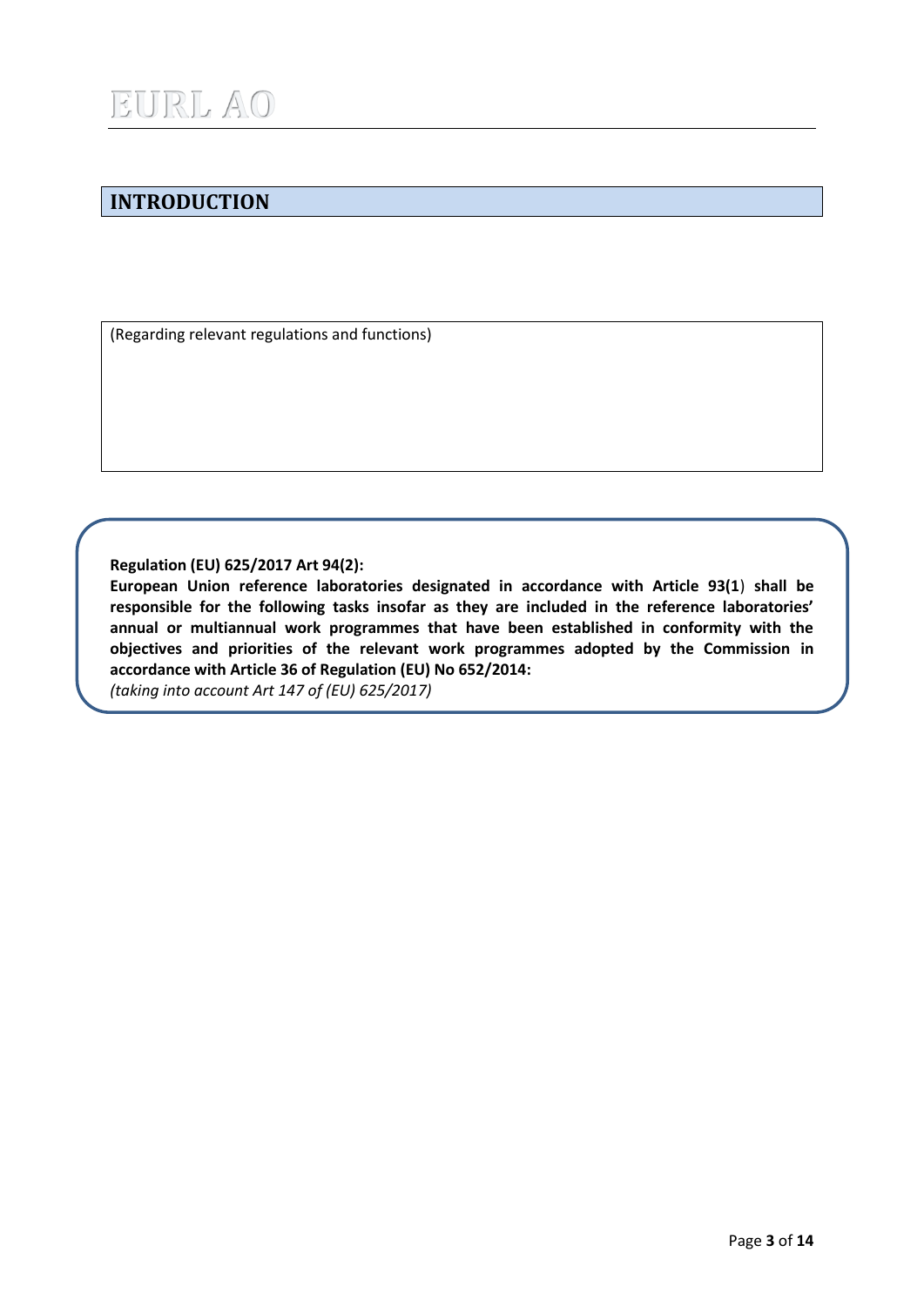## INTRODUCTION

(Regarding relevant regulations and functions)

**Regulation (EU) 625/2017 Art 94(2):**
**European Union reference laboratories designated in accordance with Article 93(1) shall be responsible for the following tasks insofar as they are included in the reference laboratories' annual or multiannual work programmes that have been established in conformity with the objectives and priorities of the relevant work programmes adopted by the Commission in accordance with Article 36 of Regulation (EU) No 652/2014:**
*(taking into account Art 147 of (EU) 625/2017)*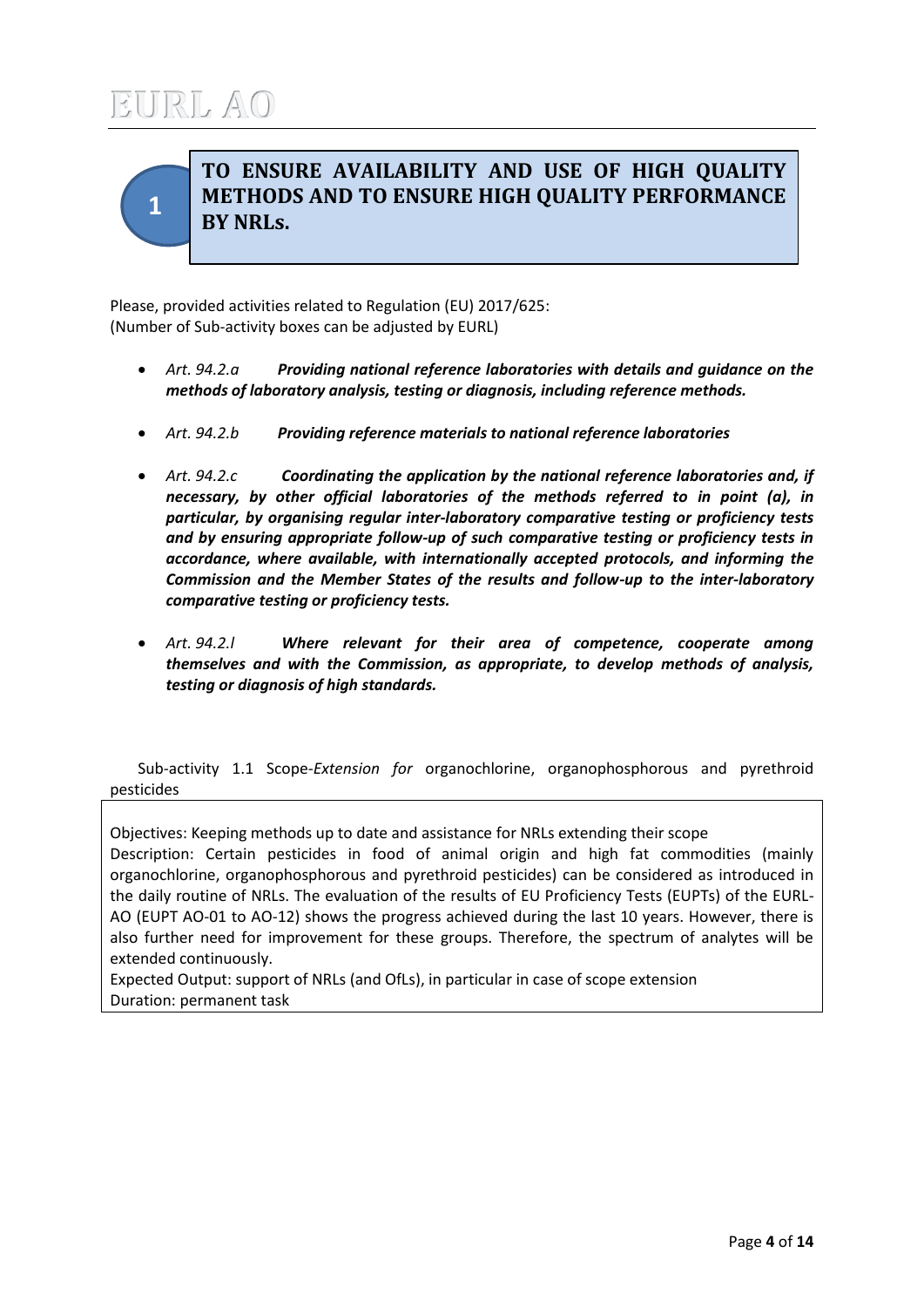## 1 TO ENSURE AVAILABILITY AND USE OF HIGH QUALITY METHODS AND TO ENSURE HIGH QUALITY PERFORMANCE BY NRLs.

Please, provided activities related to Regulation (EU) 2017/625:
(Number of Sub-activity boxes can be adjusted by EURL)

- *Art. 94.2.a* ***Providing national reference laboratories with details and guidance on the methods of laboratory analysis, testing or diagnosis, including reference methods.***
- *Art. 94.2.b* ***Providing reference materials to national reference laboratories***
- *Art. 94.2.c* ***Coordinating the application by the national reference laboratories and, if necessary, by other official laboratories of the methods referred to in point (a), in particular, by organising regular inter-laboratory comparative testing or proficiency tests and by ensuring appropriate follow-up of such comparative testing or proficiency tests in accordance, where available, with internationally accepted protocols, and informing the Commission and the Member States of the results and follow-up to the inter-laboratory comparative testing or proficiency tests.***
- *Art. 94.2.l* ***Where relevant for their area of competence, cooperate among themselves and with the Commission, as appropriate, to develop methods of analysis, testing or diagnosis of high standards.***

Sub-activity 1.1 Scope-*Extension for* organochlorine, organophosphorous and pyrethroid pesticides

Objectives: Keeping methods up to date and assistance for NRLs extending their scope
Description: Certain pesticides in food of animal origin and high fat commodities (mainly organochlorine, organophosphorous and pyrethroid pesticides) can be considered as introduced in the daily routine of NRLs. The evaluation of the results of EU Proficiency Tests (EUPTs) of the EURL-AO (EUPT AO-01 to AO-12) shows the progress achieved during the last 10 years. However, there is also further need for improvement for these groups. Therefore, the spectrum of analytes will be extended continuously.
Expected Output: support of NRLs (and OfLs), in particular in case of scope extension
Duration: permanent task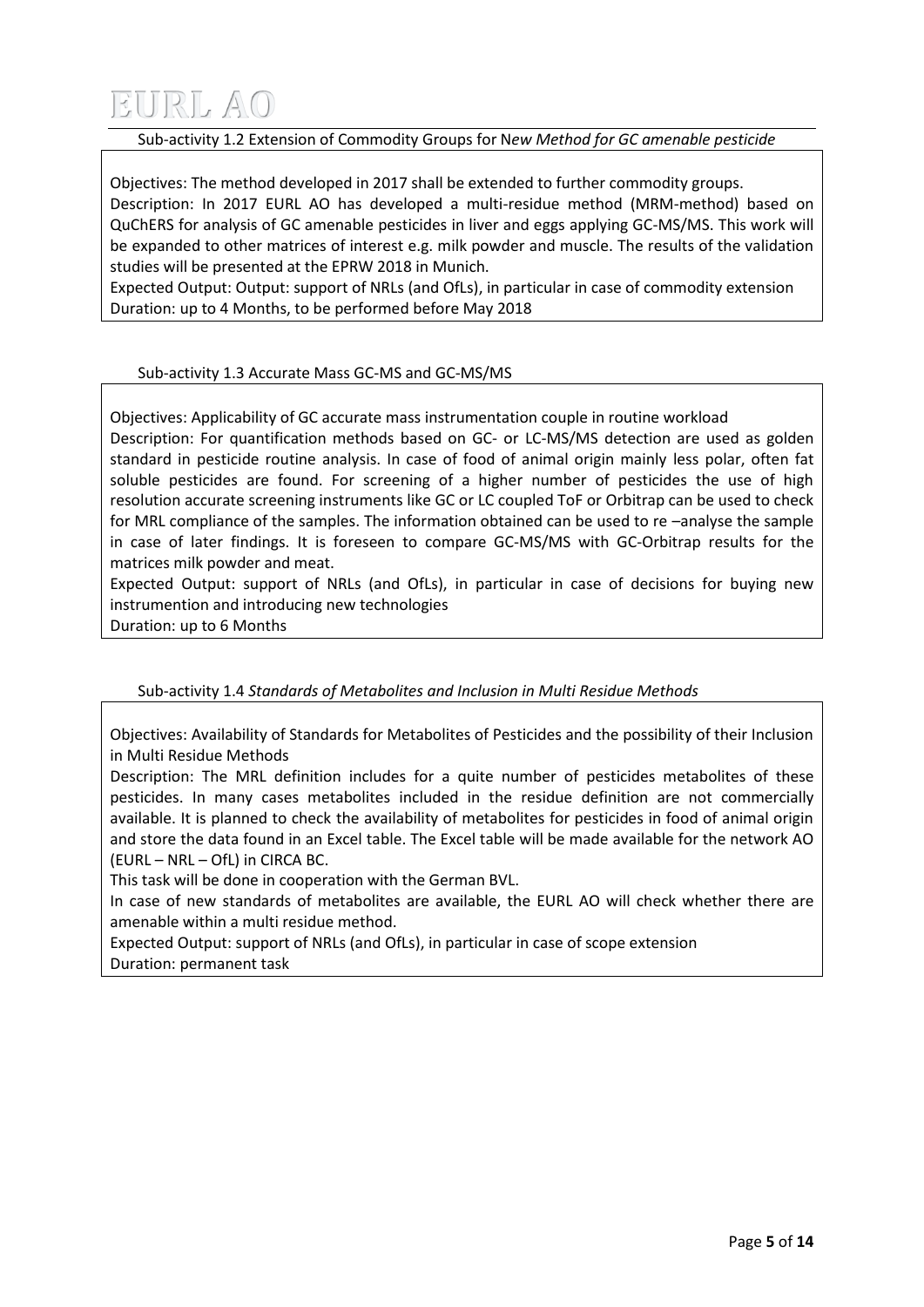## Sub-activity 1.2 Extension of Commodity Groups for N*ew Method for GC amenable pesticide*

Objectives: The method developed in 2017 shall be extended to further commodity groups.
Description: In 2017 EURL AO has developed a multi-residue method (MRM-method) based on QuChERS for analysis of GC amenable pesticides in liver and eggs applying GC-MS/MS. This work will be expanded to other matrices of interest e.g. milk powder and muscle. The results of the validation studies will be presented at the EPRW 2018 in Munich.
Expected Output: Output: support of NRLs (and OfLs), in particular in case of commodity extension
Duration: up to 4 Months, to be performed before May 2018

## Sub-activity 1.3 Accurate Mass GC-MS and GC-MS/MS

Objectives: Applicability of GC accurate mass instrumentation couple in routine workload
Description: For quantification methods based on GC- or LC-MS/MS detection are used as golden standard in pesticide routine analysis. In case of food of animal origin mainly less polar, often fat soluble pesticides are found. For screening of a higher number of pesticides the use of high resolution accurate screening instruments like GC or LC coupled ToF or Orbitrap can be used to check for MRL compliance of the samples. The information obtained can be used to re –analyse the sample in case of later findings. It is foreseen to compare GC-MS/MS with GC-Orbitrap results for the matrices milk powder and meat.
Expected Output: support of NRLs (and OfLs), in particular in case of decisions for buying new instrumention and introducing new technologies
Duration: up to 6 Months

## Sub-activity 1.4 *Standards of Metabolites and Inclusion in Multi Residue Methods*

Objectives: Availability of Standards for Metabolites of Pesticides and the possibility of their Inclusion in Multi Residue Methods
Description: The MRL definition includes for a quite number of pesticides metabolites of these pesticides. In many cases metabolites included in the residue definition are not commercially available. It is planned to check the availability of metabolites for pesticides in food of animal origin and store the data found in an Excel table. The Excel table will be made available for the network AO (EURL – NRL – OfL) in CIRCA BC.
This task will be done in cooperation with the German BVL.
In case of new standards of metabolites are available, the EURL AO will check whether there are amenable within a multi residue method.
Expected Output: support of NRLs (and OfLs), in particular in case of scope extension
Duration: permanent task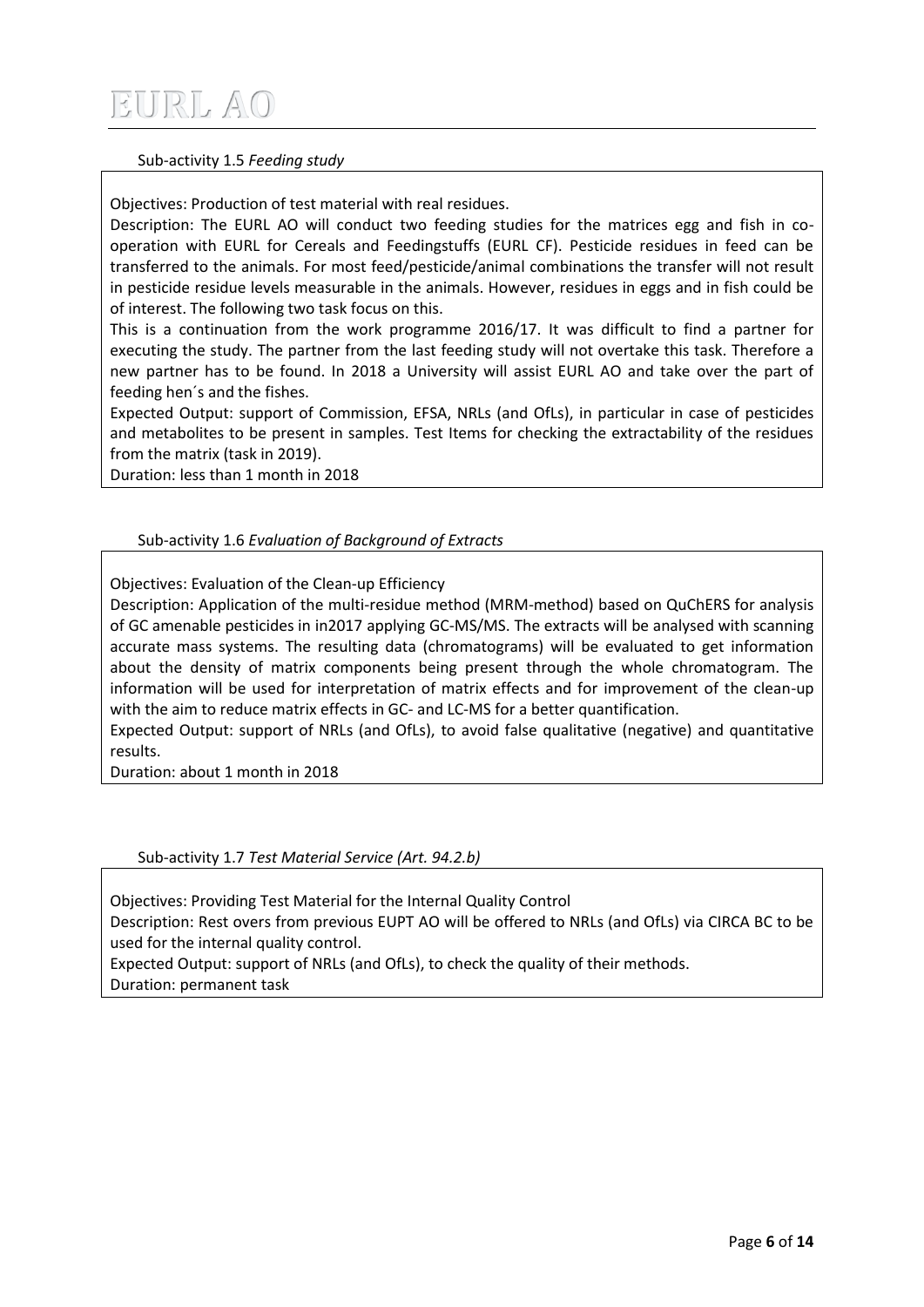Sub-activity 1.5 *Feeding study*

Objectives: Production of test material with real residues.

Description: The EURL AO will conduct two feeding studies for the matrices egg and fish in co-operation with EURL for Cereals and Feedingstuffs (EURL CF). Pesticide residues in feed can be transferred to the animals. For most feed/pesticide/animal combinations the transfer will not result in pesticide residue levels measurable in the animals. However, residues in eggs and in fish could be of interest. The following two task focus on this.

This is a continuation from the work programme 2016/17. It was difficult to find a partner for executing the study. The partner from the last feeding study will not overtake this task. Therefore a new partner has to be found. In 2018 a University will assist EURL AO and take over the part of feeding hen´s and the fishes.

Expected Output: support of Commission, EFSA, NRLs (and OfLs), in particular in case of pesticides and metabolites to be present in samples. Test Items for checking the extractability of the residues from the matrix (task in 2019).

Duration: less than 1 month in 2018

Sub-activity 1.6 *Evaluation of Background of Extracts*

Objectives: Evaluation of the Clean-up Efficiency

Description: Application of the multi-residue method (MRM-method) based on QuChERS for analysis of GC amenable pesticides in in2017 applying GC-MS/MS. The extracts will be analysed with scanning accurate mass systems. The resulting data (chromatograms) will be evaluated to get information about the density of matrix components being present through the whole chromatogram. The information will be used for interpretation of matrix effects and for improvement of the clean-up with the aim to reduce matrix effects in GC- and LC-MS for a better quantification.

Expected Output: support of NRLs (and OfLs), to avoid false qualitative (negative) and quantitative results.

Duration: about 1 month in 2018

Sub-activity 1.7 *Test Material Service (Art. 94.2.b)*

Objectives: Providing Test Material for the Internal Quality Control

Description: Rest overs from previous EUPT AO will be offered to NRLs (and OfLs) via CIRCA BC to be used for the internal quality control.

Expected Output: support of NRLs (and OfLs), to check the quality of their methods.

Duration: permanent task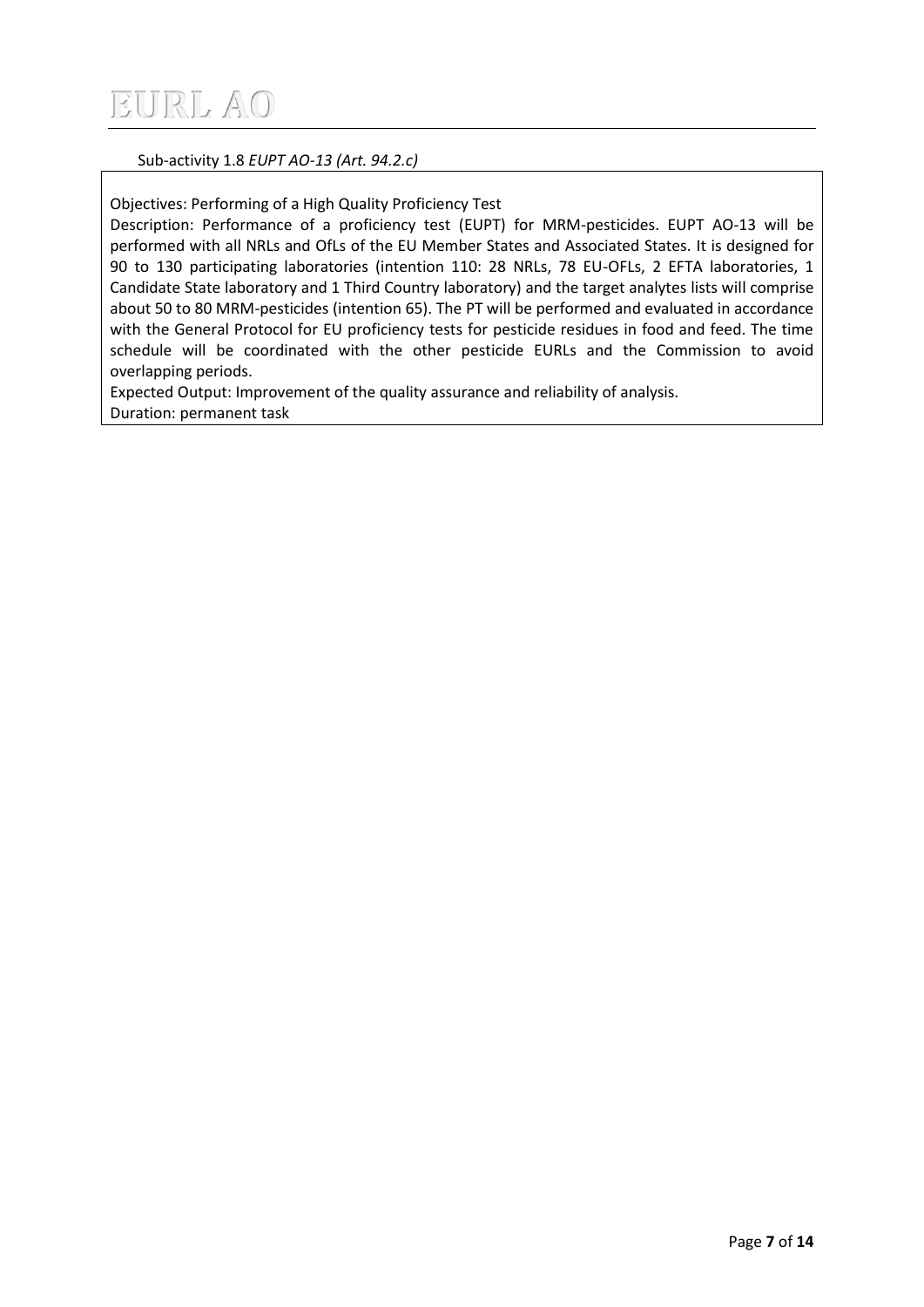Sub-activity 1.8 *EUPT AO-13 (Art. 94.2.c)*

Objectives: Performing of a High Quality Proficiency Test

Description: Performance of a proficiency test (EUPT) for MRM-pesticides. EUPT AO-13 will be performed with all NRLs and OfLs of the EU Member States and Associated States. It is designed for 90 to 130 participating laboratories (intention 110: 28 NRLs, 78 EU-OFLs, 2 EFTA laboratories, 1 Candidate State laboratory and 1 Third Country laboratory) and the target analytes lists will comprise about 50 to 80 MRM-pesticides (intention 65). The PT will be performed and evaluated in accordance with the General Protocol for EU proficiency tests for pesticide residues in food and feed. The time schedule will be coordinated with the other pesticide EURLs and the Commission to avoid overlapping periods.

Expected Output: Improvement of the quality assurance and reliability of analysis.

Duration: permanent task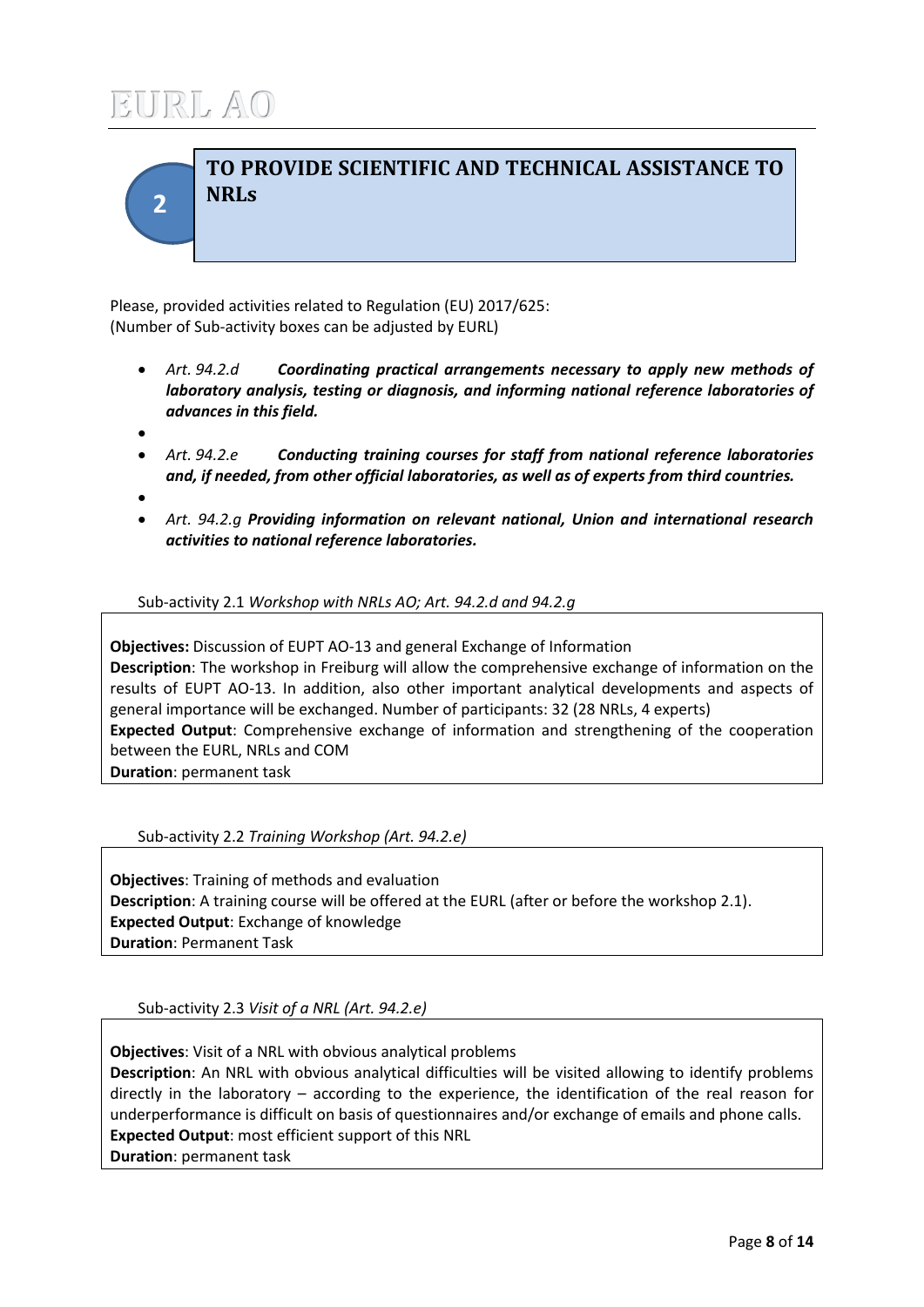## 2 TO PROVIDE SCIENTIFIC AND TECHNICAL ASSISTANCE TO NRLs

Please, provided activities related to Regulation (EU) 2017/625:
(Number of Sub-activity boxes can be adjusted by EURL)

- *Art. 94.2.d* ***Coordinating practical arrangements necessary to apply new methods of laboratory analysis, testing or diagnosis, and informing national reference laboratories of advances in this field.***
- *Art. 94.2.e* ***Conducting training courses for staff from national reference laboratories and, if needed, from other official laboratories, as well as of experts from third countries.***
- *Art. 94.2.g* ***Providing information on relevant national, Union and international research activities to national reference laboratories.***

Sub-activity 2.1 *Workshop with NRLs AO; Art. 94.2.d and 94.2.g*

**Objectives:** Discussion of EUPT AO-13 and general Exchange of Information
**Description**: The workshop in Freiburg will allow the comprehensive exchange of information on the results of EUPT AO-13. In addition, also other important analytical developments and aspects of general importance will be exchanged. Number of participants: 32 (28 NRLs, 4 experts)
**Expected Output**: Comprehensive exchange of information and strengthening of the cooperation between the EURL, NRLs and COM
**Duration**: permanent task

Sub-activity 2.2 *Training Workshop (Art. 94.2.e)*

**Objectives**: Training of methods and evaluation
**Description**: A training course will be offered at the EURL (after or before the workshop 2.1).
**Expected Output**: Exchange of knowledge
**Duration**: Permanent Task

Sub-activity 2.3 *Visit of a NRL (Art. 94.2.e)*

**Objectives**: Visit of a NRL with obvious analytical problems
**Description**: An NRL with obvious analytical difficulties will be visited allowing to identify problems directly in the laboratory – according to the experience, the identification of the real reason for underperformance is difficult on basis of questionnaires and/or exchange of emails and phone calls.
**Expected Output**: most efficient support of this NRL
**Duration**: permanent task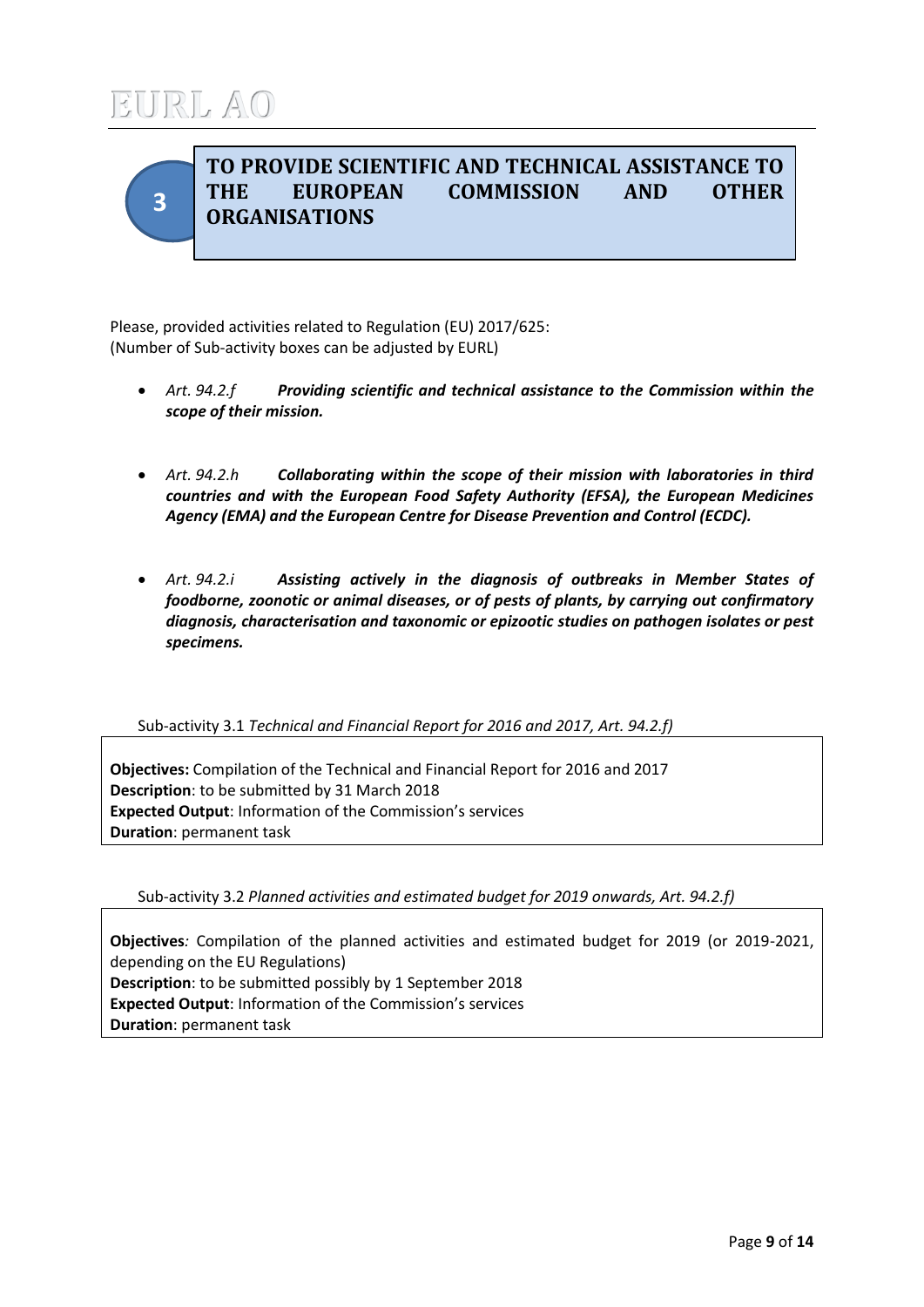# 3 TO PROVIDE SCIENTIFIC AND TECHNICAL ASSISTANCE TO THE EUROPEAN COMMISSION AND OTHER ORGANISATIONS

Please, provided activities related to Regulation (EU) 2017/625:
(Number of Sub-activity boxes can be adjusted by EURL)

- *Art. 94.2.f* ***Providing scientific and technical assistance to the Commission within the scope of their mission.***
- *Art. 94.2.h* ***Collaborating within the scope of their mission with laboratories in third countries and with the European Food Safety Authority (EFSA), the European Medicines Agency (EMA) and the European Centre for Disease Prevention and Control (ECDC).***
- *Art. 94.2.i* ***Assisting actively in the diagnosis of outbreaks in Member States of foodborne, zoonotic or animal diseases, or of pests of plants, by carrying out confirmatory diagnosis, characterisation and taxonomic or epizootic studies on pathogen isolates or pest specimens.***

Sub-activity 3.1 *Technical and Financial Report for 2016 and 2017, Art. 94.2.f)*

**Objectives:** Compilation of the Technical and Financial Report for 2016 and 2017
**Description**: to be submitted by 31 March 2018
**Expected Output**: Information of the Commission's services
**Duration**: permanent task

Sub-activity 3.2 *Planned activities and estimated budget for 2019 onwards, Art. 94.2.f)*

**Objectives***:* Compilation of the planned activities and estimated budget for 2019 (or 2019-2021, depending on the EU Regulations)
**Description**: to be submitted possibly by 1 September 2018
**Expected Output**: Information of the Commission's services
**Duration**: permanent task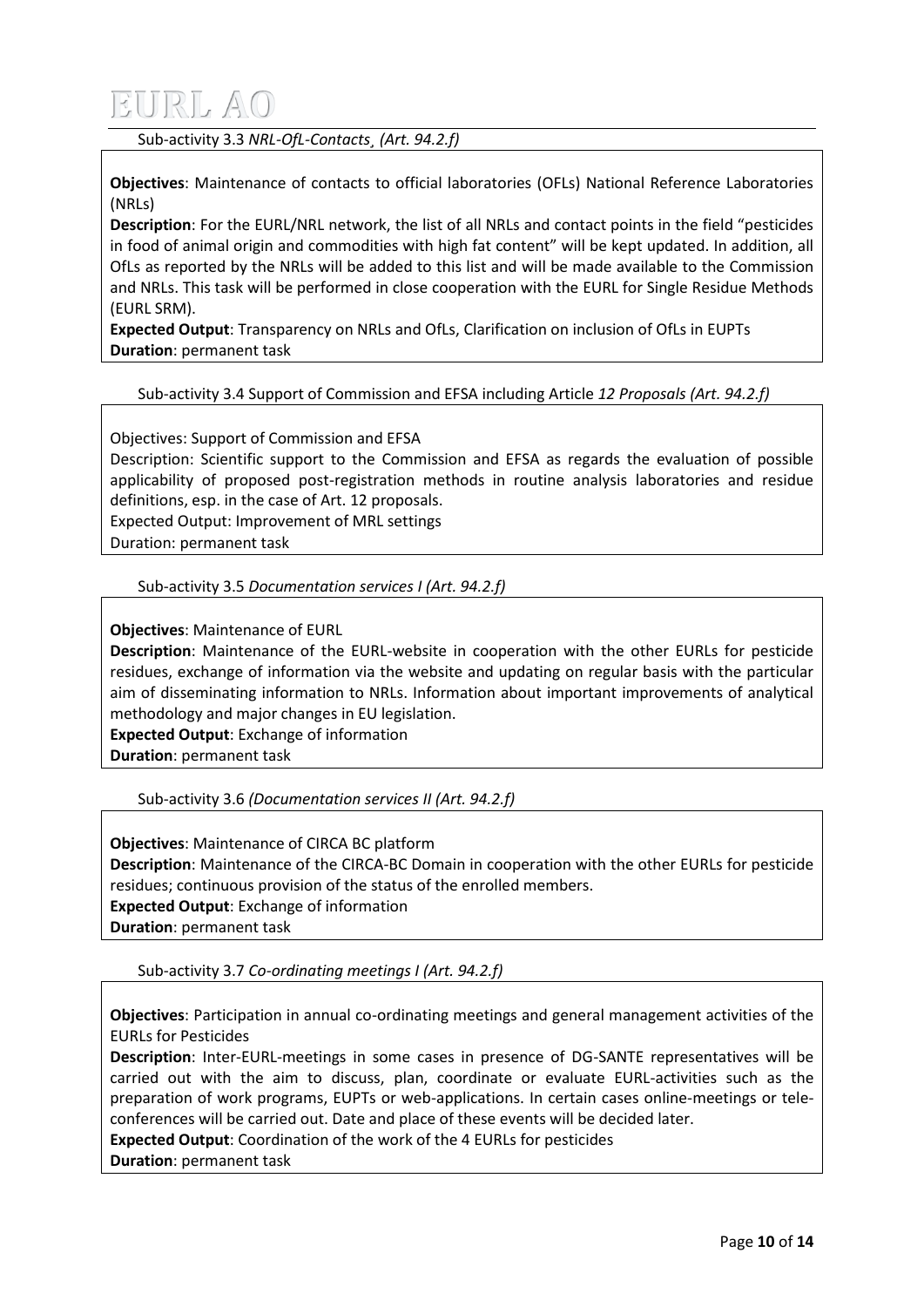Sub-activity 3.3 *NRL-OfL-Contacts¸ (Art. 94.2.f)*

**Objectives**: Maintenance of contacts to official laboratories (OFLs) National Reference Laboratories (NRLs)

**Description**: For the EURL/NRL network, the list of all NRLs and contact points in the field "pesticides in food of animal origin and commodities with high fat content" will be kept updated. In addition, all OfLs as reported by the NRLs will be added to this list and will be made available to the Commission and NRLs. This task will be performed in close cooperation with the EURL for Single Residue Methods (EURL SRM).

**Expected Output**: Transparency on NRLs and OfLs, Clarification on inclusion of OfLs in EUPTs

**Duration**: permanent task

Sub-activity 3.4 Support of Commission and EFSA including Article *12 Proposals (Art. 94.2.f)*

Objectives: Support of Commission and EFSA

Description: Scientific support to the Commission and EFSA as regards the evaluation of possible applicability of proposed post-registration methods in routine analysis laboratories and residue definitions, esp. in the case of Art. 12 proposals.

Expected Output: Improvement of MRL settings

Duration: permanent task

Sub-activity 3.5 *Documentation services I (Art. 94.2.f)*

**Objectives**: Maintenance of EURL

**Description**: Maintenance of the EURL-website in cooperation with the other EURLs for pesticide residues, exchange of information via the website and updating on regular basis with the particular aim of disseminating information to NRLs. Information about important improvements of analytical methodology and major changes in EU legislation.

**Expected Output**: Exchange of information

**Duration**: permanent task

Sub-activity 3.6 *(Documentation services II (Art. 94.2.f)*

**Objectives**: Maintenance of CIRCA BC platform

**Description**: Maintenance of the CIRCA-BC Domain in cooperation with the other EURLs for pesticide residues; continuous provision of the status of the enrolled members.

**Expected Output**: Exchange of information

**Duration**: permanent task

Sub-activity 3.7 *Co-ordinating meetings I (Art. 94.2.f)*

**Objectives**: Participation in annual co-ordinating meetings and general management activities of the EURLs for Pesticides

**Description**: Inter-EURL-meetings in some cases in presence of DG-SANTE representatives will be carried out with the aim to discuss, plan, coordinate or evaluate EURL-activities such as the preparation of work programs, EUPTs or web-applications. In certain cases online-meetings or tele-conferences will be carried out. Date and place of these events will be decided later.

**Expected Output**: Coordination of the work of the 4 EURLs for pesticides

**Duration**: permanent task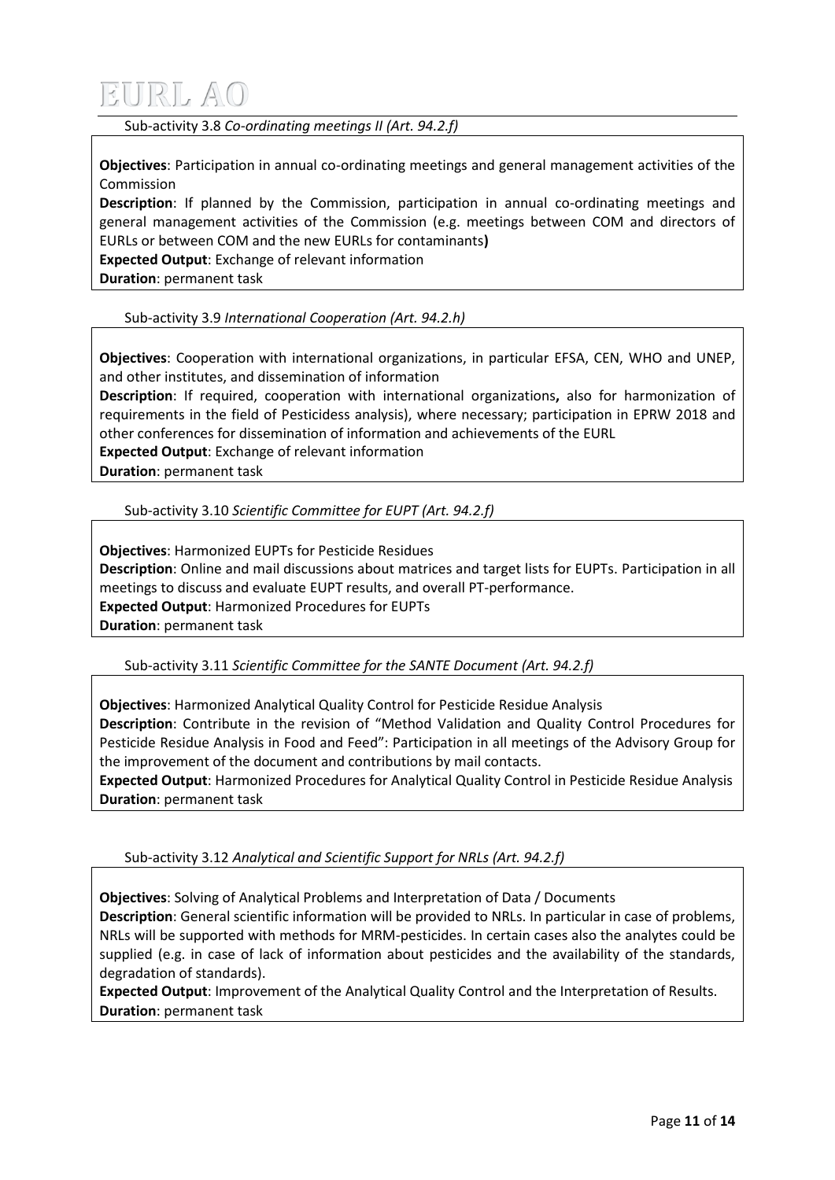Sub-activity 3.8 *Co-ordinating meetings II (Art. 94.2.f)*

**Objectives**: Participation in annual co-ordinating meetings and general management activities of the Commission

**Description**: If planned by the Commission, participation in annual co-ordinating meetings and general management activities of the Commission (e.g. meetings between COM and directors of EURLs or between COM and the new EURLs for contaminants**)**

**Expected Output**: Exchange of relevant information

**Duration**: permanent task

Sub-activity 3.9 *International Cooperation (Art. 94.2.h)*

**Objectives**: Cooperation with international organizations, in particular EFSA, CEN, WHO and UNEP, and other institutes, and dissemination of information

**Description**: If required, cooperation with international organizations**,** also for harmonization of requirements in the field of Pesticidess analysis), where necessary; participation in EPRW 2018 and other conferences for dissemination of information and achievements of the EURL

**Expected Output**: Exchange of relevant information

**Duration**: permanent task

Sub-activity 3.10 *Scientific Committee for EUPT (Art. 94.2.f)*

**Objectives**: Harmonized EUPTs for Pesticide Residues

**Description**: Online and mail discussions about matrices and target lists for EUPTs. Participation in all meetings to discuss and evaluate EUPT results, and overall PT-performance.

**Expected Output**: Harmonized Procedures for EUPTs

**Duration**: permanent task

Sub-activity 3.11 *Scientific Committee for the SANTE Document (Art. 94.2.f)*

**Objectives**: Harmonized Analytical Quality Control for Pesticide Residue Analysis

**Description**: Contribute in the revision of "Method Validation and Quality Control Procedures for Pesticide Residue Analysis in Food and Feed": Participation in all meetings of the Advisory Group for the improvement of the document and contributions by mail contacts.

**Expected Output**: Harmonized Procedures for Analytical Quality Control in Pesticide Residue Analysis

**Duration**: permanent task

Sub-activity 3.12 *Analytical and Scientific Support for NRLs (Art. 94.2.f)*

**Objectives**: Solving of Analytical Problems and Interpretation of Data / Documents

**Description**: General scientific information will be provided to NRLs. In particular in case of problems, NRLs will be supported with methods for MRM-pesticides. In certain cases also the analytes could be supplied (e.g. in case of lack of information about pesticides and the availability of the standards, degradation of standards).

**Expected Output**: Improvement of the Analytical Quality Control and the Interpretation of Results.

**Duration**: permanent task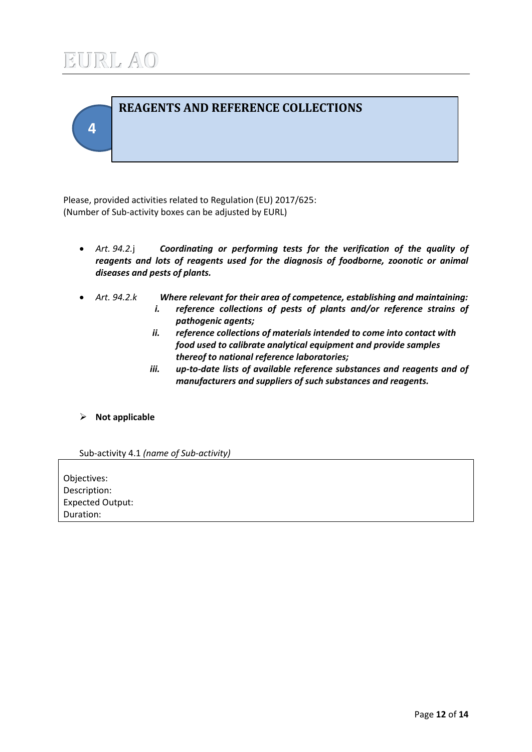## 4 REAGENTS AND REFERENCE COLLECTIONS

Please, provided activities related to Regulation (EU) 2017/625:
(Number of Sub-activity boxes can be adjusted by EURL)

- *Art. 94.2.*j ***Coordinating or performing tests for the verification of the quality of reagents and lots of reagents used for the diagnosis of foodborne, zoonotic or animal diseases and pests of plants.***

- *Art. 94.2.k* ***Where relevant for their area of competence, establishing and maintaining:***
  - ***i. reference collections of pests of plants and/or reference strains of pathogenic agents;***
  - ***ii. reference collections of materials intended to come into contact with food used to calibrate analytical equipment and provide samples thereof to national reference laboratories;***
  - ***iii. up-to-date lists of available reference substances and reagents and of manufacturers and suppliers of such substances and reagents.***

- **Not applicable**

Sub-activity 4.1 *(name of Sub-activity)*

Objectives:
Description:
Expected Output:
Duration: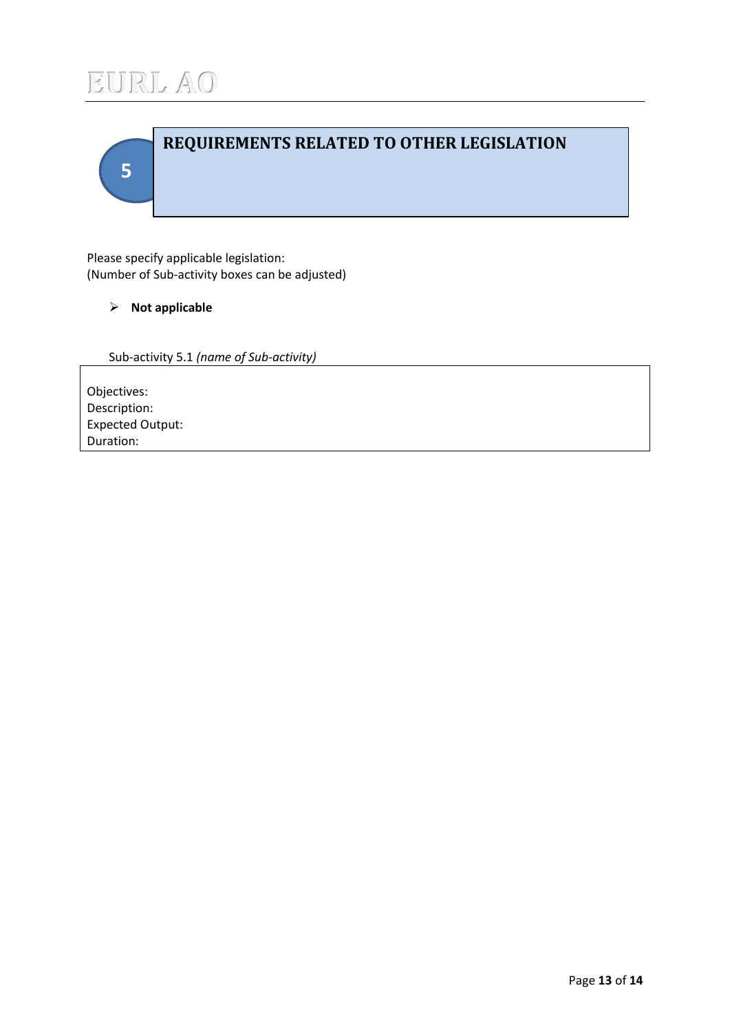## 5 REQUIREMENTS RELATED TO OTHER LEGISLATION

Please specify applicable legislation:
(Number of Sub-activity boxes can be adjusted)

- **Not applicable**

Sub-activity 5.1 *(name of Sub-activity)*

| Objectives:<br>Description:<br>Expected Output:<br>Duration: |
|---|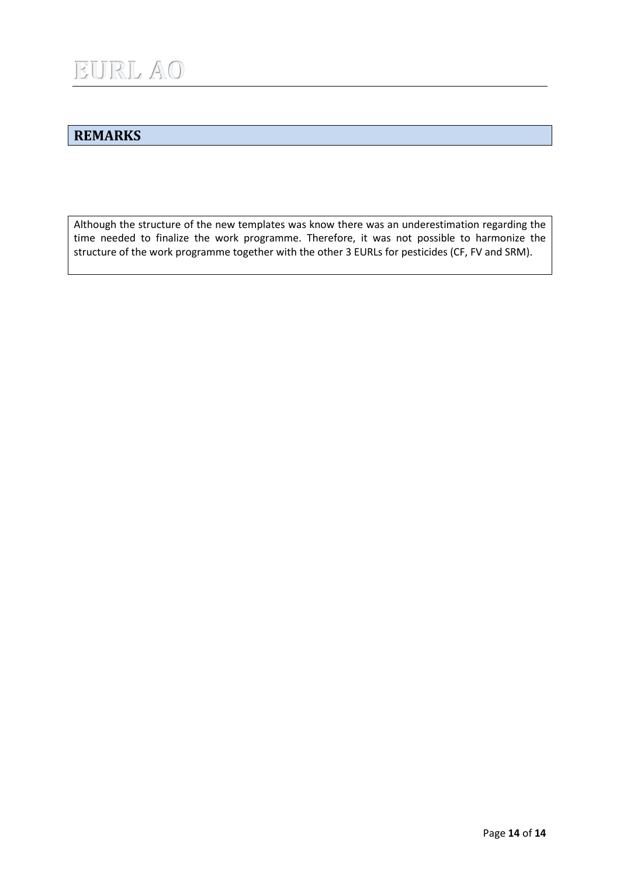## REMARKS

Although the structure of the new templates was know there was an underestimation regarding the time needed to finalize the work programme. Therefore, it was not possible to harmonize the structure of the work programme together with the other 3 EURLs for pesticides (CF, FV and SRM).